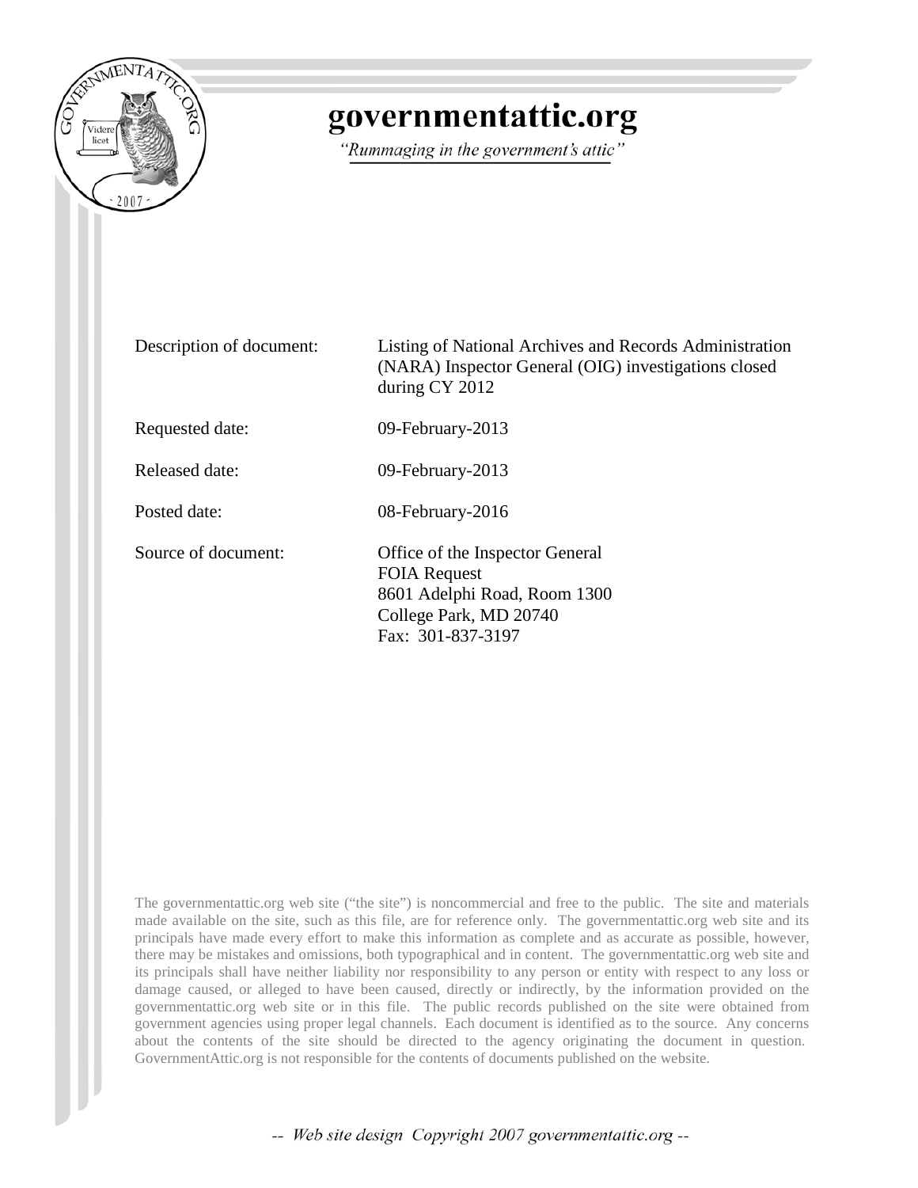# governmentattic.org

*"Rummaging in the government's attic"*

| | |
|---|---|
| Description of document: | Listing of National Archives and Records Administration (NARA) Inspector General (OIG) investigations closed during CY 2012 |
| Requested date: | 09-February-2013 |
| Released date: | 09-February-2013 |
| Posted date: | 08-February-2016 |
| Source of document: | Office of the Inspector General<br>FOIA Request<br>8601 Adelphi Road, Room 1300<br>College Park, MD 20740<br>Fax: 301-837-3197 |

The governmentattic.org web site ("the site") is noncommercial and free to the public. The site and materials made available on the site, such as this file, are for reference only. The governmentattic.org web site and its principals have made every effort to make this information as complete and as accurate as possible, however, there may be mistakes and omissions, both typographical and in content. The governmentattic.org web site and its principals shall have neither liability nor responsibility to any person or entity with respect to any loss or damage caused, or alleged to have been caused, directly or indirectly, by the information provided on the governmentattic.org web site or in this file. The public records published on the site were obtained from government agencies using proper legal channels. Each document is identified as to the source. Any concerns about the contents of the site should be directed to the agency originating the document in question. GovernmentAttic.org is not responsible for the contents of documents published on the website.

-- Web site design Copyright 2007 governmentattic.org --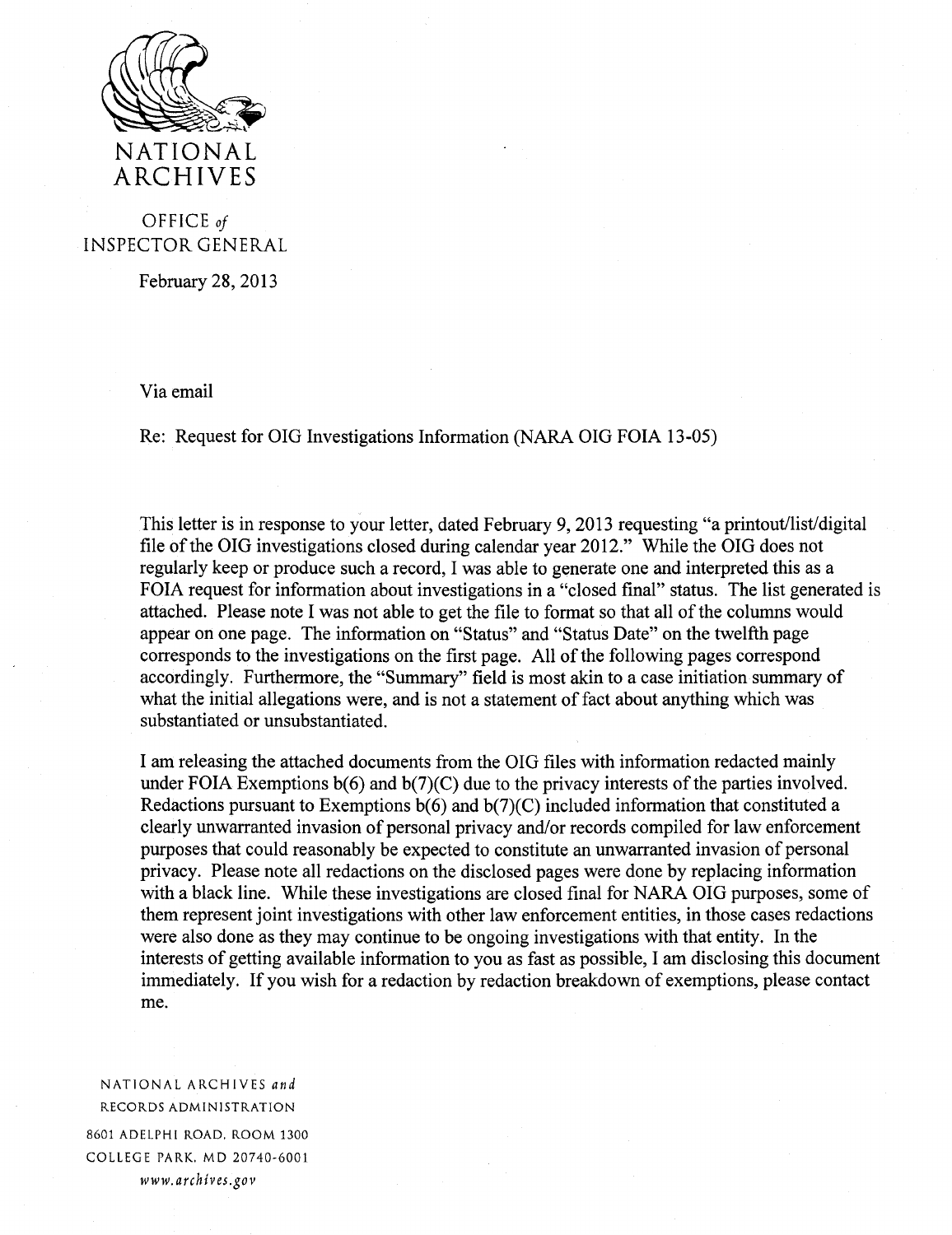NATIONAL ARCHIVES

OFFICE *of* INSPECTOR GENERAL

February 28, 2013

Via email

Re: Request for OIG Investigations Information (NARA OIG FOIA 13-05)

This letter is in response to your letter, dated February 9, 2013 requesting "a printout/list/digital file of the OIG investigations closed during calendar year 2012." While the OIG does not regularly keep or produce such a record, I was able to generate one and interpreted this as a FOIA request for information about investigations in a "closed final" status. The list generated is attached. Please note I was not able to get the file to format so that all of the columns would appear on one page. The information on "Status" and "Status Date" on the twelfth page corresponds to the investigations on the first page. All of the following pages correspond accordingly. Furthermore, the "Summary" field is most akin to a case initiation summary of what the initial allegations were, and is not a statement of fact about anything which was substantiated or unsubstantiated.

I am releasing the attached documents from the OIG files with information redacted mainly under FOIA Exemptions b(6) and b(7)(C) due to the privacy interests of the parties involved. Redactions pursuant to Exemptions b(6) and b(7)(C) included information that constituted a clearly unwarranted invasion of personal privacy and/or records compiled for law enforcement purposes that could reasonably be expected to constitute an unwarranted invasion of personal privacy. Please note all redactions on the disclosed pages were done by replacing information with a black line. While these investigations are closed final for NARA OIG purposes, some of them represent joint investigations with other law enforcement entities, in those cases redactions were also done as they may continue to be ongoing investigations with that entity. In the interests of getting available information to you as fast as possible, I am disclosing this document immediately. If you wish for a redaction by redaction breakdown of exemptions, please contact me.

NATIONAL ARCHIVES *and* RECORDS ADMINISTRATION
8601 ADELPHI ROAD, ROOM 1300
COLLEGE PARK, MD 20740-6001
*www.archives.gov*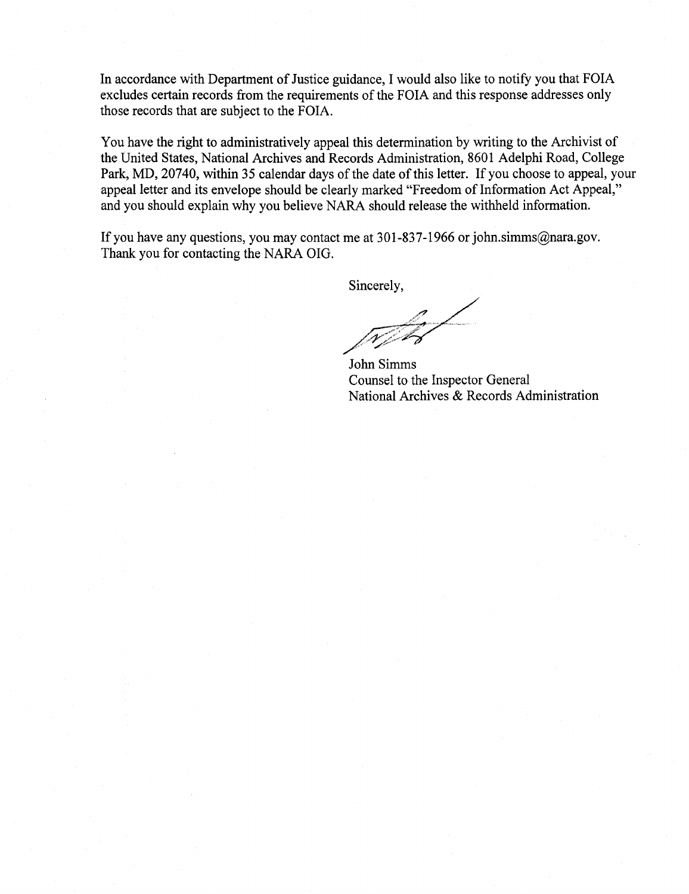In accordance with Department of Justice guidance, I would also like to notify you that FOIA excludes certain records from the requirements of the FOIA and this response addresses only those records that are subject to the FOIA.

You have the right to administratively appeal this determination by writing to the Archivist of the United States, National Archives and Records Administration, 8601 Adelphi Road, College Park, MD, 20740, within 35 calendar days of the date of this letter. If you choose to appeal, your appeal letter and its envelope should be clearly marked "Freedom of Information Act Appeal," and you should explain why you believe NARA should release the withheld information.

If you have any questions, you may contact me at 301-837-1966 or john.simms@nara.gov. Thank you for contacting the NARA OIG.

Sincerely,

John Simms
Counsel to the Inspector General
National Archives & Records Administration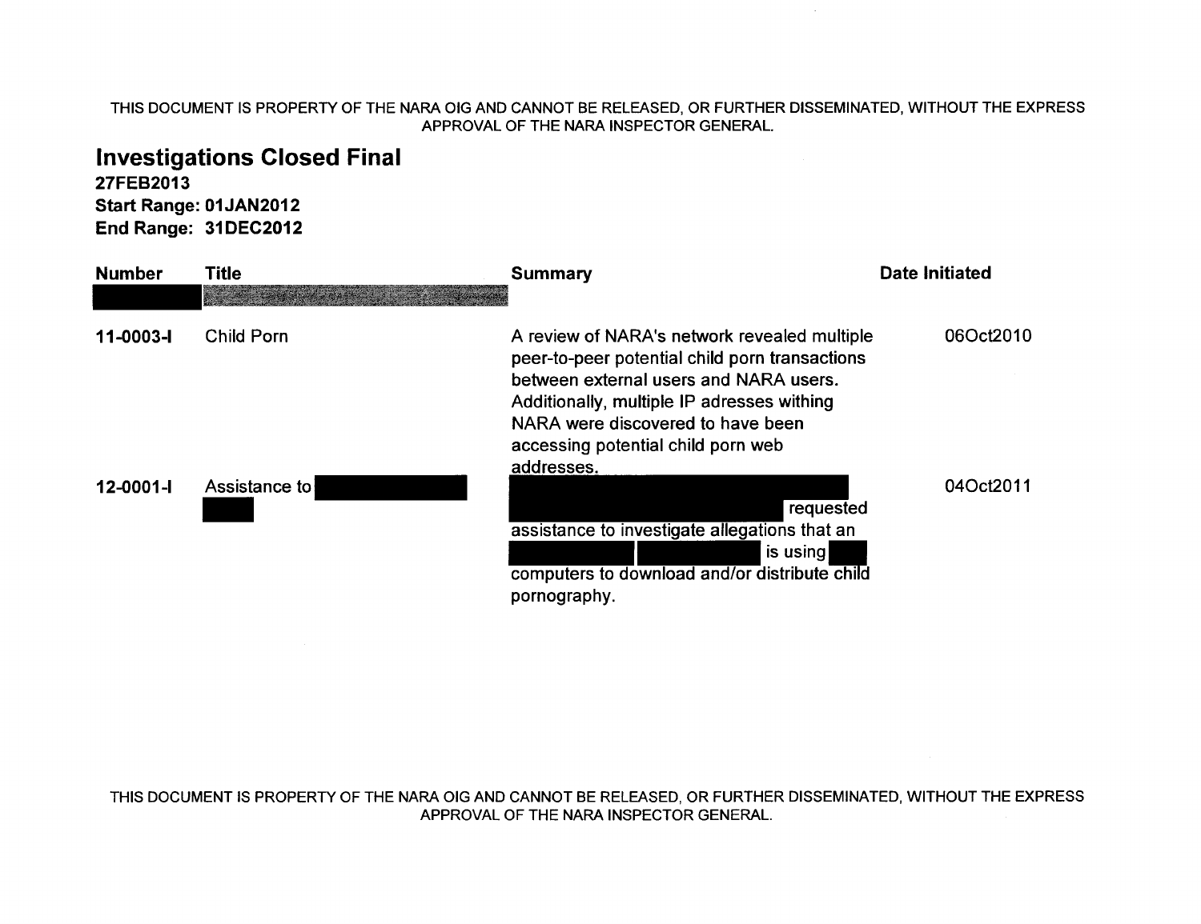THIS DOCUMENT IS PROPERTY OF THE NARA OIG AND CANNOT BE RELEASED, OR FURTHER DISSEMINATED, WITHOUT THE EXPRESS APPROVAL OF THE NARA INSPECTOR GENERAL.

# Investigations Closed Final

**27FEB2013**
**Start Range: 01JAN2012**
**End Range: 31DEC2012**

| Number | Title | Summary | Date Initiated |
|---|---|---|---|
| [REDACTED] | [REDACTED] | | |
| 11-0003-I | Child Porn | A review of NARA's network revealed multiple peer-to-peer potential child porn transactions between external users and NARA users. Additionally, multiple IP adresses withing NARA were discovered to have been accessing potential child porn web addresses. | 06Oct2010 |
| 12-0001-I | Assistance to [REDACTED] [REDACTED] | [REDACTED] requested assistance to investigate allegations that an [REDACTED] [REDACTED] is using [REDACTED] computers to download and/or distribute child pornography. | 04Oct2011 |

THIS DOCUMENT IS PROPERTY OF THE NARA OIG AND CANNOT BE RELEASED, OR FURTHER DISSEMINATED, WITHOUT THE EXPRESS APPROVAL OF THE NARA INSPECTOR GENERAL.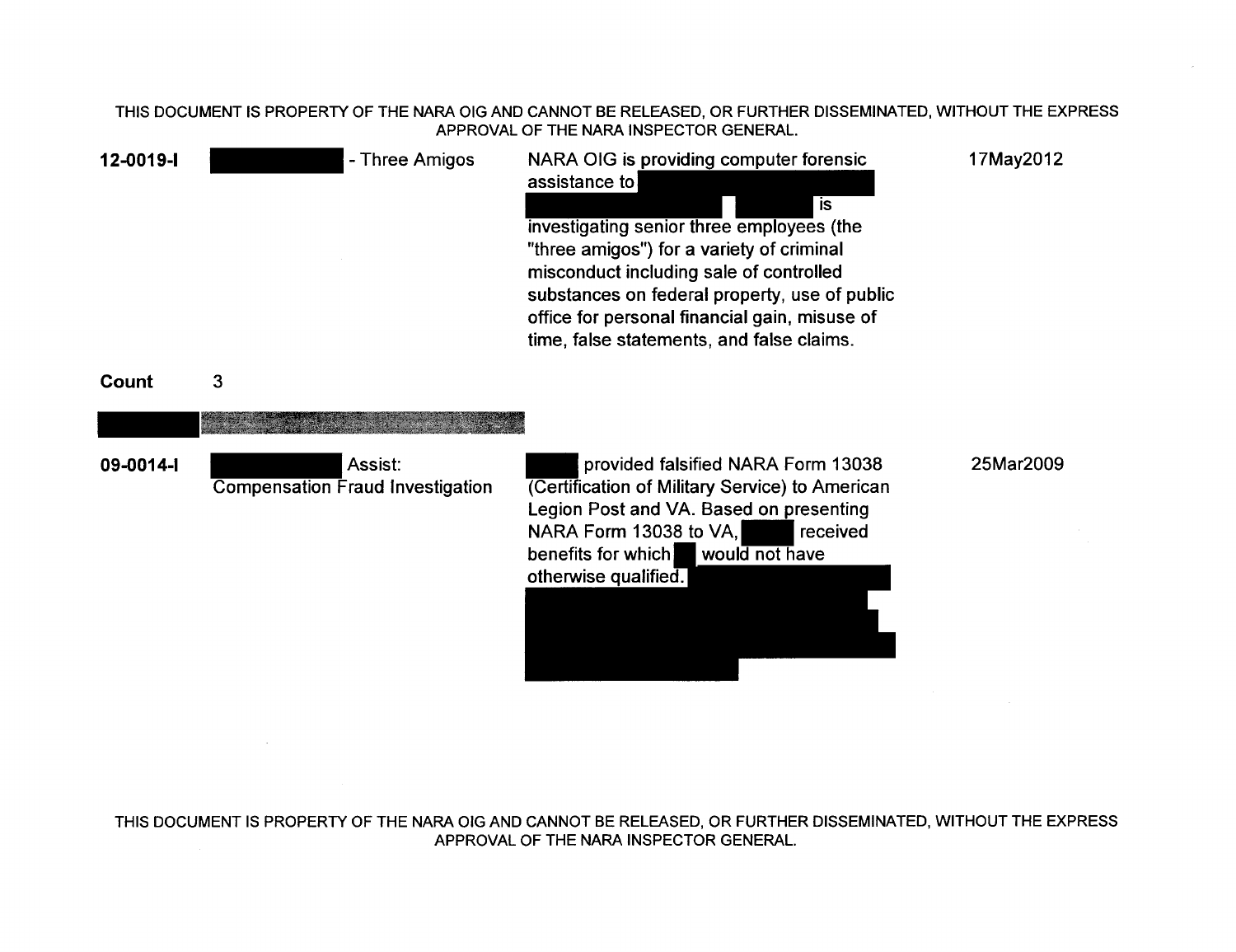| | | | |
|---|---|---|---|
| **12-0019-I** | [REDACTED] - Three Amigos | NARA OIG is providing computer forensic assistance to [REDACTED] [REDACTED] is investigating senior three employees (the "three amigos") for a variety of criminal misconduct including sale of controlled substances on federal property, use of public office for personal financial gain, misuse of time, false statements, and false claims. | 17May2012 |
| **Count** | 3 | | |
| [REDACTED] | | | |
| **09-0014-I** | [REDACTED] Assist: Compensation Fraud Investigation | [REDACTED] provided falsified NARA Form 13038 (Certification of Military Service) to American Legion Post and VA. Based on presenting NARA Form 13038 to VA, [REDACTED] received benefits for which [REDACTED] would not have otherwise qualified. [REDACTED] | 25Mar2009 |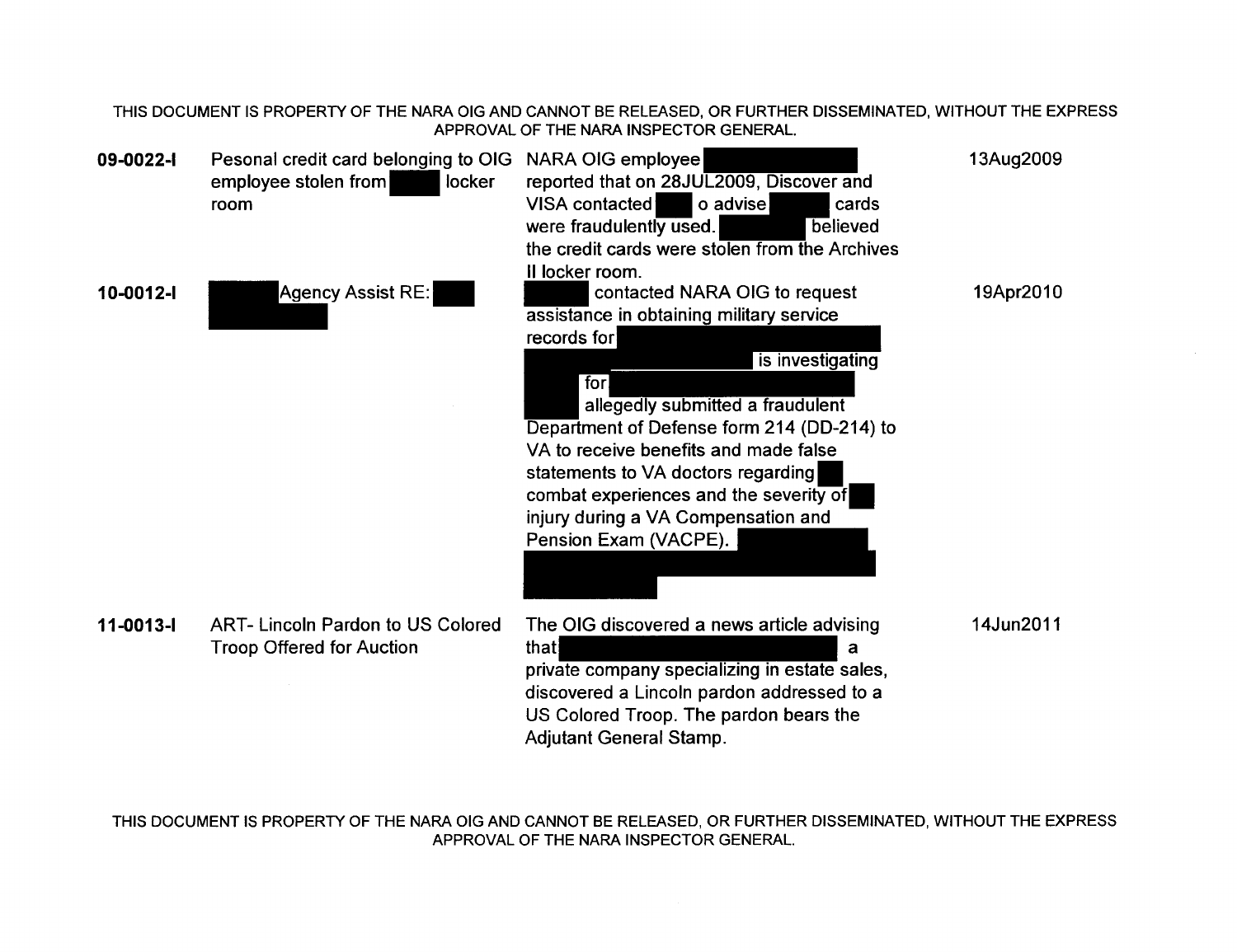THIS DOCUMENT IS PROPERTY OF THE NARA OIG AND CANNOT BE RELEASED, OR FURTHER DISSEMINATED, WITHOUT THE EXPRESS APPROVAL OF THE NARA INSPECTOR GENERAL.

| | | | |
|---|---|---|---|
| **09-0022-I** | Pesonal credit card belonging to OIG employee stolen from [REDACTED] locker room | NARA OIG employee [REDACTED] reported that on 28JUL2009, Discover and VISA contacted [REDACTED] o advise [REDACTED] cards were fraudulently used. [REDACTED] believed the credit cards were stolen from the Archives II locker room. | 13Aug2009 |
| **10-0012-I** | [REDACTED] Agency Assist RE: [REDACTED] | [REDACTED] contacted NARA OIG to request assistance in obtaining military service records for [REDACTED] is investigating [REDACTED] for [REDACTED] allegedly submitted a fraudulent Department of Defense form 214 (DD-214) to VA to receive benefits and made false statements to VA doctors regarding [REDACTED] combat experiences and the severity of [REDACTED] injury during a VA Compensation and Pension Exam (VACPE). [REDACTED] | 19Apr2010 |
| **11-0013-I** | ART- Lincoln Pardon to US Colored Troop Offered for Auction | The OIG discovered a news article advising that [REDACTED] a private company specializing in estate sales, discovered a Lincoln pardon addressed to a US Colored Troop. The pardon bears the Adjutant General Stamp. | 14Jun2011 |

THIS DOCUMENT IS PROPERTY OF THE NARA OIG AND CANNOT BE RELEASED, OR FURTHER DISSEMINATED, WITHOUT THE EXPRESS APPROVAL OF THE NARA INSPECTOR GENERAL.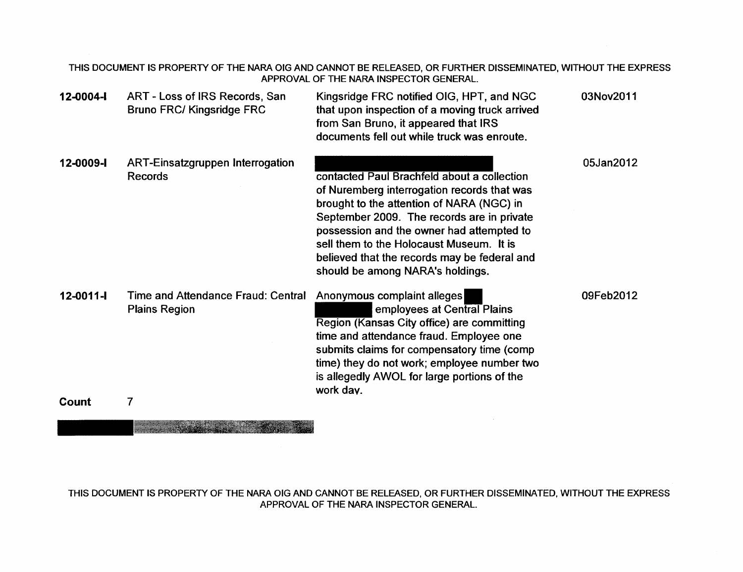THIS DOCUMENT IS PROPERTY OF THE NARA OIG AND CANNOT BE RELEASED, OR FURTHER DISSEMINATED, WITHOUT THE EXPRESS APPROVAL OF THE NARA INSPECTOR GENERAL.

| | | | |
|---|---|---|---|
| **12-0004-I** | ART - Loss of IRS Records, San Bruno FRC/ Kingsridge FRC | Kingsridge FRC notified OIG, HPT, and NGC that upon inspection of a moving truck arrived from San Bruno, it appeared that IRS documents fell out while truck was enroute. | 03Nov2011 |
| **12-0009-I** | ART-Einsatzgruppen Interrogation Records | [REDACTED] contacted Paul Brachfeld about a collection of Nuremberg interrogation records that was brought to the attention of NARA (NGC) in September 2009. The records are in private possession and the owner had attempted to sell them to the Holocaust Museum. It is believed that the records may be federal and should be among NARA's holdings. | 05Jan2012 |
| **12-0011-I** | Time and Attendance Fraud: Central Plains Region | Anonymous complaint alleges [REDACTED] [REDACTED] employees at Central Plains Region (Kansas City office) are committing time and attendance fraud. Employee one submits claims for compensatory time (comp time) they do not work; employee number two is allegedly AWOL for large portions of the work day. | 09Feb2012 |

**Count** 7

THIS DOCUMENT IS PROPERTY OF THE NARA OIG AND CANNOT BE RELEASED, OR FURTHER DISSEMINATED, WITHOUT THE EXPRESS APPROVAL OF THE NARA INSPECTOR GENERAL.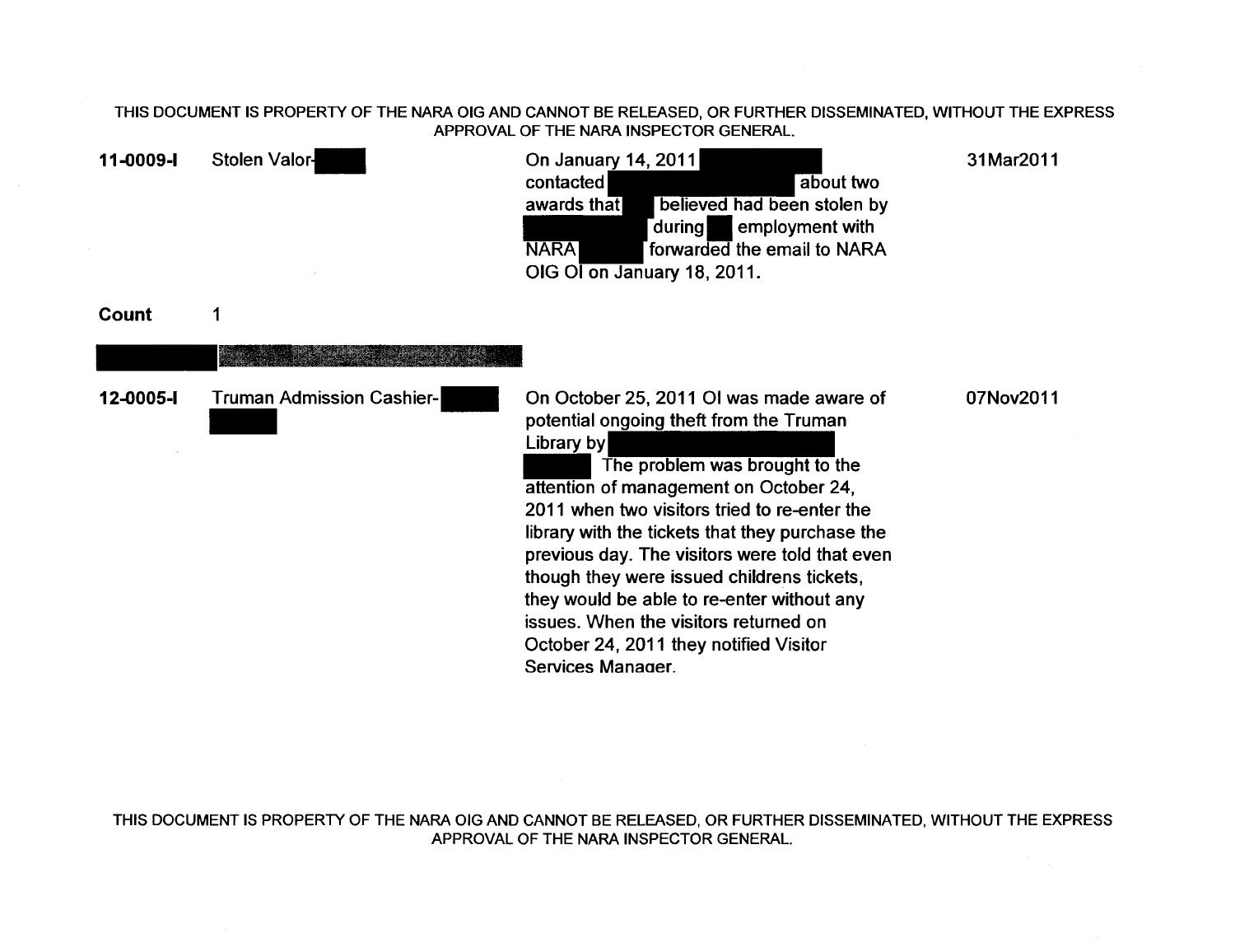| | | | |
|---|---|---|---|
| **11-0009-I** | Stolen Valor- | On January 14, 2011 contacted about two awards that believed had been stolen by during employment with NARA forwarded the email to NARA OIG OI on January 18, 2011. | 31Mar2011 |
| **Count** | 1 | | |
| | | | |
| **12-0005-I** | Truman Admission Cashier- | On October 25, 2011 OI was made aware of potential ongoing theft from the Truman Library by The problem was brought to the attention of management on October 24, 2011 when two visitors tried to re-enter the library with the tickets that they purchase the previous day. The visitors were told that even though they were issued childrens tickets, they would be able to re-enter without any issues. When the visitors returned on October 24, 2011 they notified Visitor Services Manager. | 07Nov2011 |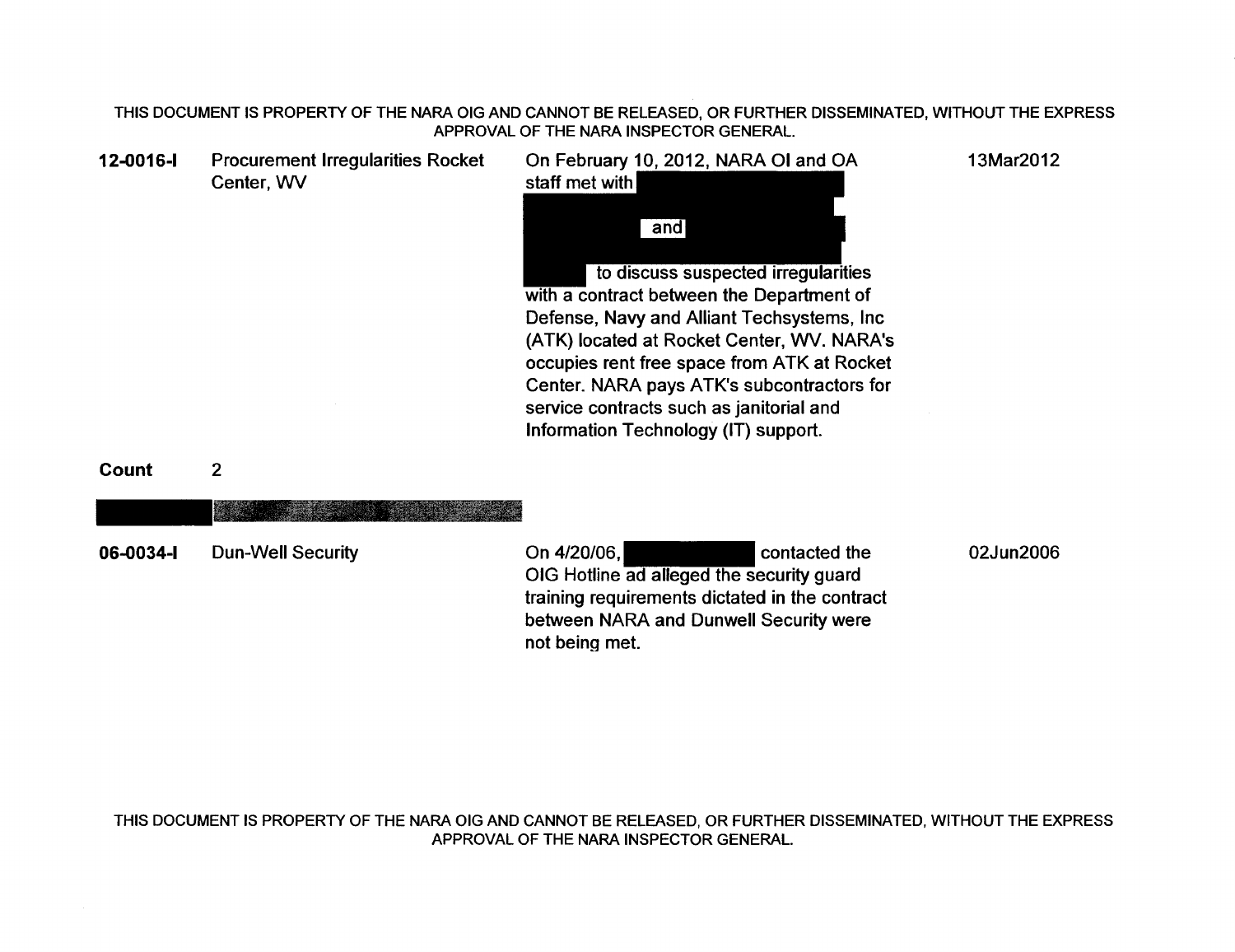| | | | |
|---|---|---|---|
| **12-0016-I** | Procurement Irregularities Rocket Center, WV | On February 10, 2012, NARA OI and OA staff met with [REDACTED] and [REDACTED] to discuss suspected irregularities with a contract between the Department of Defense, Navy and Alliant Techsystems, Inc (ATK) located at Rocket Center, WV. NARA's occupies rent free space from ATK at Rocket Center. NARA pays ATK's subcontractors for service contracts such as janitorial and Information Technology (IT) support. | 13Mar2012 |
| **Count** | 2 | | |
| [REDACTED] | [REDACTED] | | |
| **06-0034-I** | Dun-Well Security | On 4/20/06, [REDACTED] contacted the OIG Hotline ad alleged the security guard training requirements dictated in the contract between NARA and Dunwell Security were not being met. | 02Jun2006 |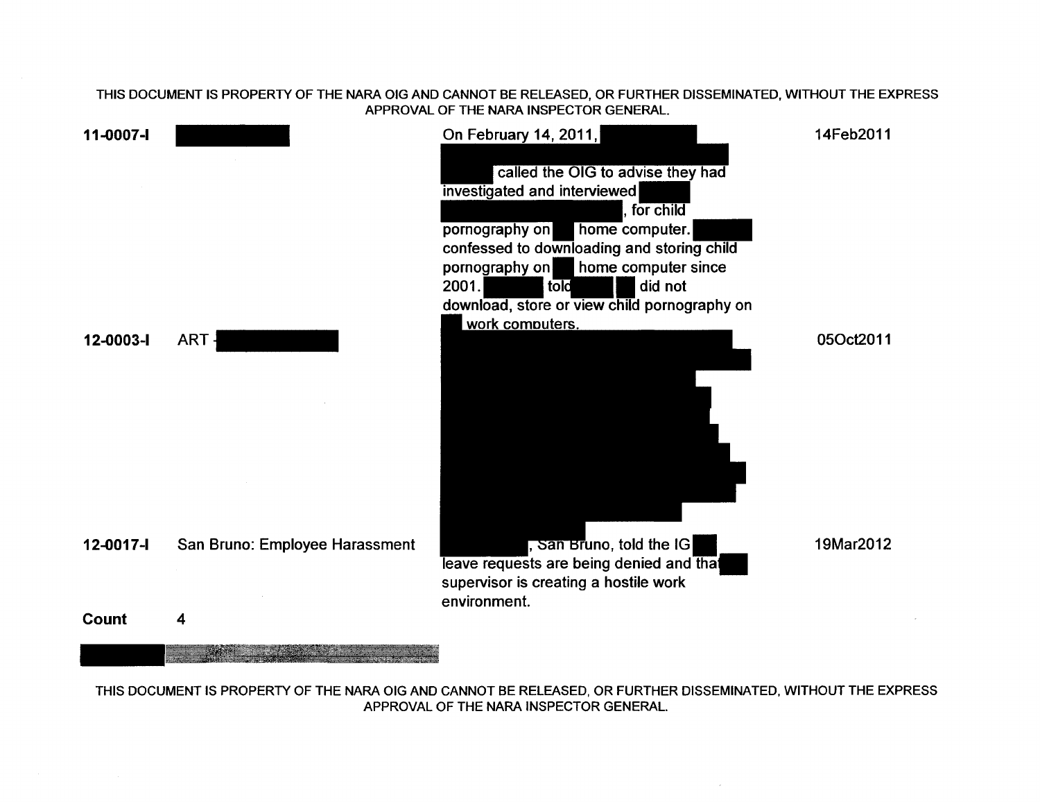THIS DOCUMENT IS PROPERTY OF THE NARA OIG AND CANNOT BE RELEASED, OR FURTHER DISSEMINATED, WITHOUT THE EXPRESS APPROVAL OF THE NARA INSPECTOR GENERAL.

| | | | |
|---|---|---|---|
| **11-0007-I** | [REDACTED] | On February 14, 2011, [REDACTED] called the OIG to advise they had investigated and interviewed [REDACTED], for child pornography on [REDACTED] home computer. [REDACTED] confessed to downloading and storing child pornography on [REDACTED] home computer since 2001. [REDACTED] told [REDACTED] did not download, store or view child pornography on [REDACTED] work computers. | 14Feb2011 |
| **12-0003-I** | ART - [REDACTED] | [REDACTED] | 05Oct2011 |
| **12-0017-I** | San Bruno: Employee Harassment | [REDACTED], San Bruno, told the IG [REDACTED] leave requests are being denied and that [REDACTED] supervisor is creating a hostile work environment. | 19Mar2012 |
| **Count** | 4 | | |

[REDACTED]

THIS DOCUMENT IS PROPERTY OF THE NARA OIG AND CANNOT BE RELEASED, OR FURTHER DISSEMINATED, WITHOUT THE EXPRESS APPROVAL OF THE NARA INSPECTOR GENERAL.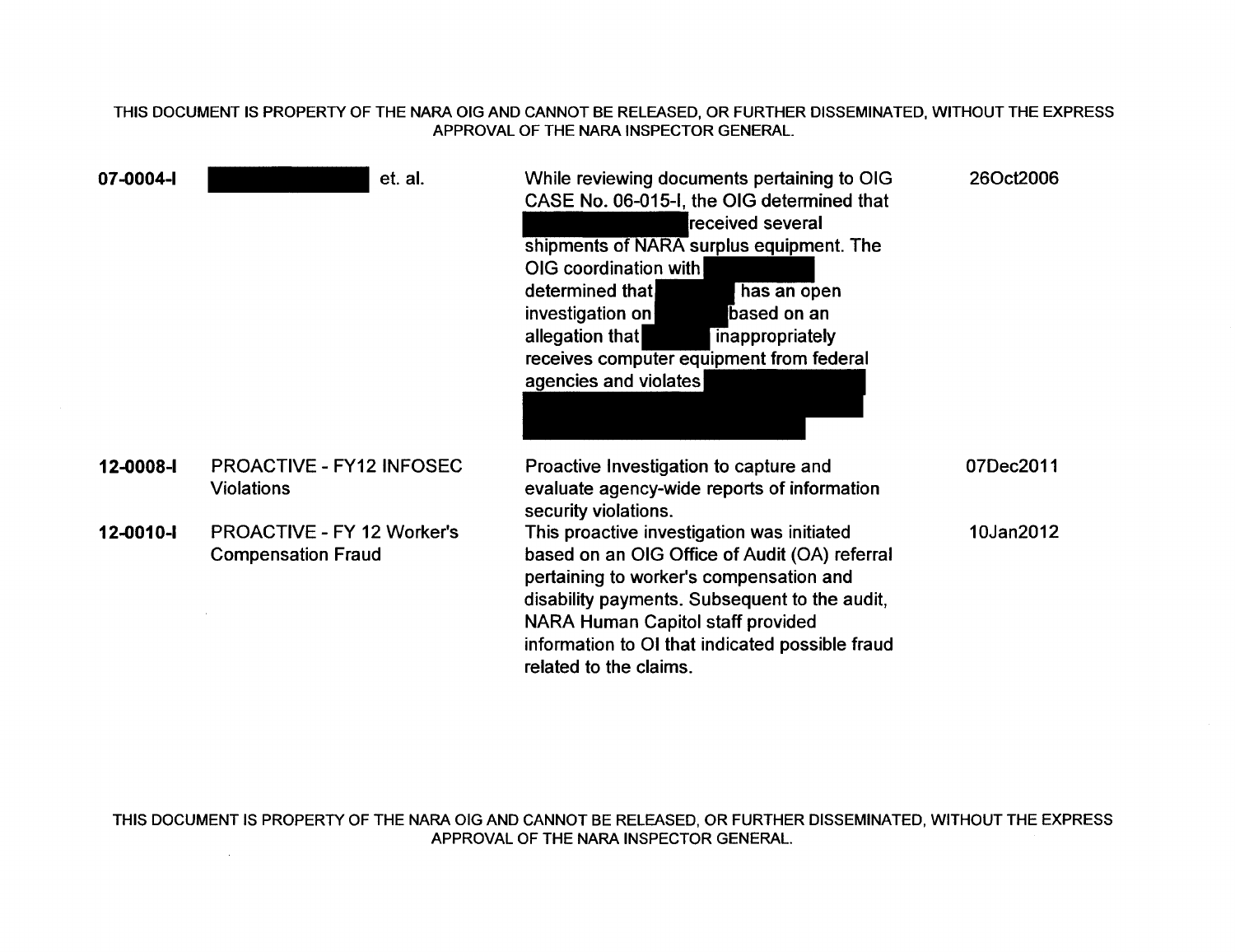THIS DOCUMENT IS PROPERTY OF THE NARA OIG AND CANNOT BE RELEASED, OR FURTHER DISSEMINATED, WITHOUT THE EXPRESS APPROVAL OF THE NARA INSPECTOR GENERAL.

| | | | |
|---|---|---|---|
| **07-0004-I** | [REDACTED] et. al. | While reviewing documents pertaining to OIG CASE No. 06-015-I, the OIG determined that [REDACTED] received several shipments of NARA surplus equipment. The OIG coordination with [REDACTED] determined that [REDACTED] has an open investigation on [REDACTED] based on an allegation that [REDACTED] inappropriately receives computer equipment from federal agencies and violates [REDACTED] | 26Oct2006 |
| **12-0008-I** | PROACTIVE - FY12 INFOSEC Violations | Proactive Investigation to capture and evaluate agency-wide reports of information security violations. | 07Dec2011 |
| **12-0010-I** | PROACTIVE - FY 12 Worker's Compensation Fraud | This proactive investigation was initiated based on an OIG Office of Audit (OA) referral pertaining to worker's compensation and disability payments. Subsequent to the audit, NARA Human Capitol staff provided information to OI that indicated possible fraud related to the claims. | 10Jan2012 |

THIS DOCUMENT IS PROPERTY OF THE NARA OIG AND CANNOT BE RELEASED, OR FURTHER DISSEMINATED, WITHOUT THE EXPRESS APPROVAL OF THE NARA INSPECTOR GENERAL.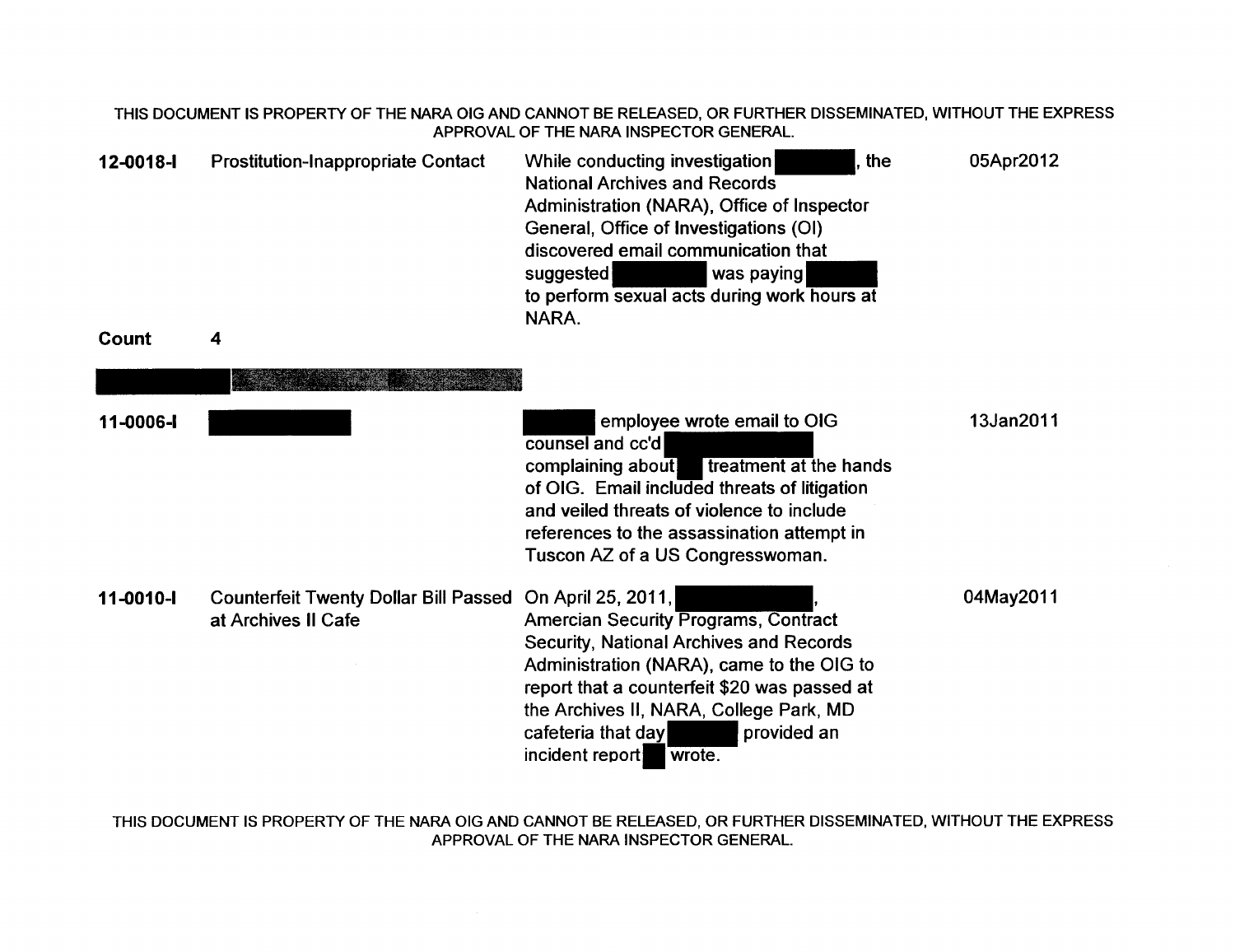| | | | |
|---|---|---|---|
| **12-0018-I** | Prostitution-Inappropriate Contact | While conducting investigation [REDACTED], the National Archives and Records Administration (NARA), Office of Inspector General, Office of Investigations (OI) discovered email communication that suggested [REDACTED] was paying [REDACTED] to perform sexual acts during work hours at NARA. | 05Apr2012 |
| **Count** | **4** | | |
| [REDACTED] | [REDACTED] | | |
| **11-0006-I** | [REDACTED] | [REDACTED] employee wrote email to OIG counsel and cc'd [REDACTED] complaining about [REDACTED] treatment at the hands of OIG. Email included threats of litigation and veiled threats of violence to include references to the assassination attempt in Tuscon AZ of a US Congresswoman. | 13Jan2011 |
| **11-0010-I** | Counterfeit Twenty Dollar Bill Passed at Archives II Cafe | On April 25, 2011, [REDACTED], Amercian Security Programs, Contract Security, National Archives and Records Administration (NARA), came to the OIG to report that a counterfeit $20 was passed at the Archives II, NARA, College Park, MD cafeteria that day [REDACTED] provided an incident report [REDACTED] wrote. | 04May2011 |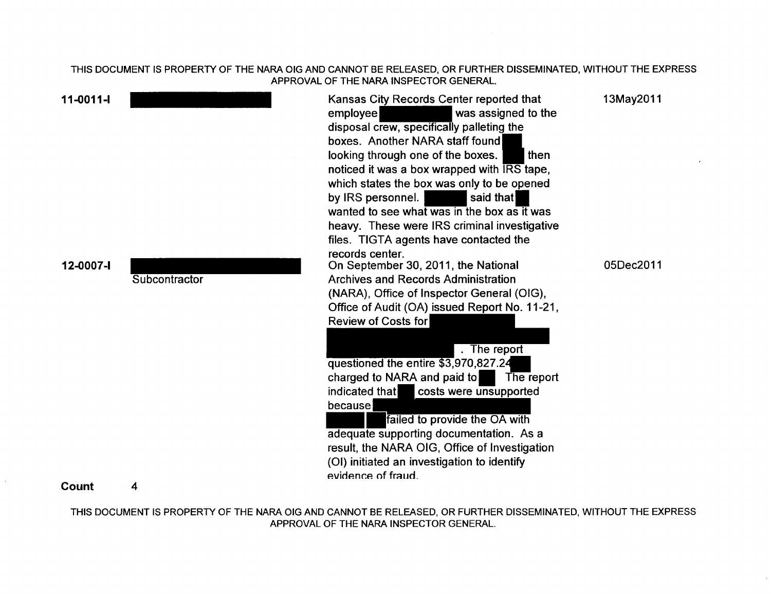| | | | |
|---|---|---|---|
| **11-0011-I** | | Kansas City Records Center reported that employee was assigned to the disposal crew, specifically palleting the boxes. Another NARA staff found looking through one of the boxes. then noticed it was a box wrapped with IRS tape, which states the box was only to be opened by IRS personnel. said that wanted to see what was in the box as it was heavy. These were IRS criminal investigative files. TIGTA agents have contacted the records center. | 13May2011 |
| **12-0007-I** | Subcontractor | On September 30, 2011, the National Archives and Records Administration (NARA), Office of Inspector General (OIG), Office of Audit (OA) issued Report No. 11-21, Review of Costs for . The report questioned the entire $3,970,827.24 charged to NARA and paid to The report indicated that costs were unsupported because failed to provide the OA with adequate supporting documentation. As a result, the NARA OIG, Office of Investigation (OI) initiated an investigation to identify evidence of fraud. | 05Dec2011 |

**Count** 4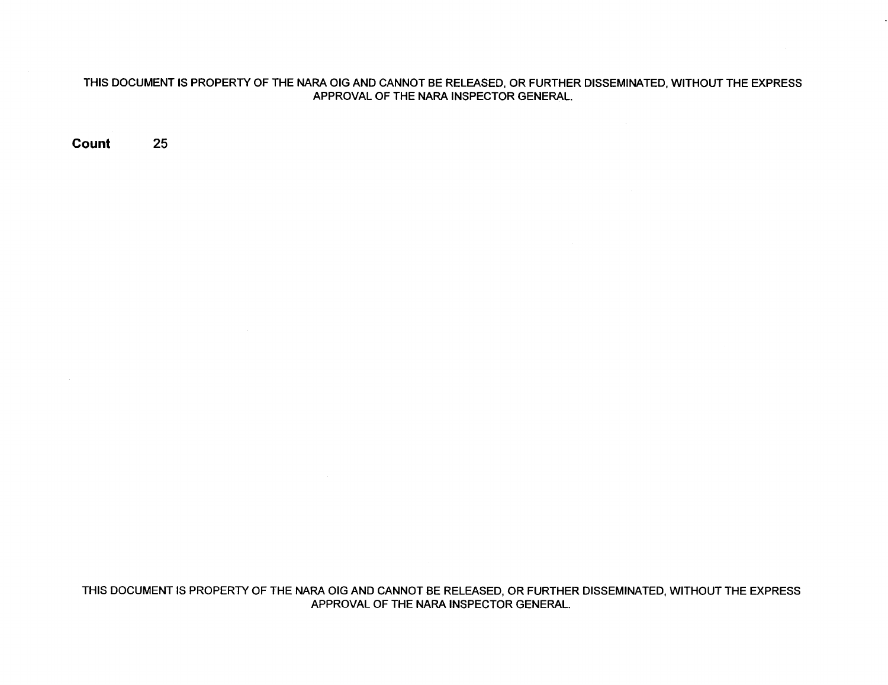**Count** 25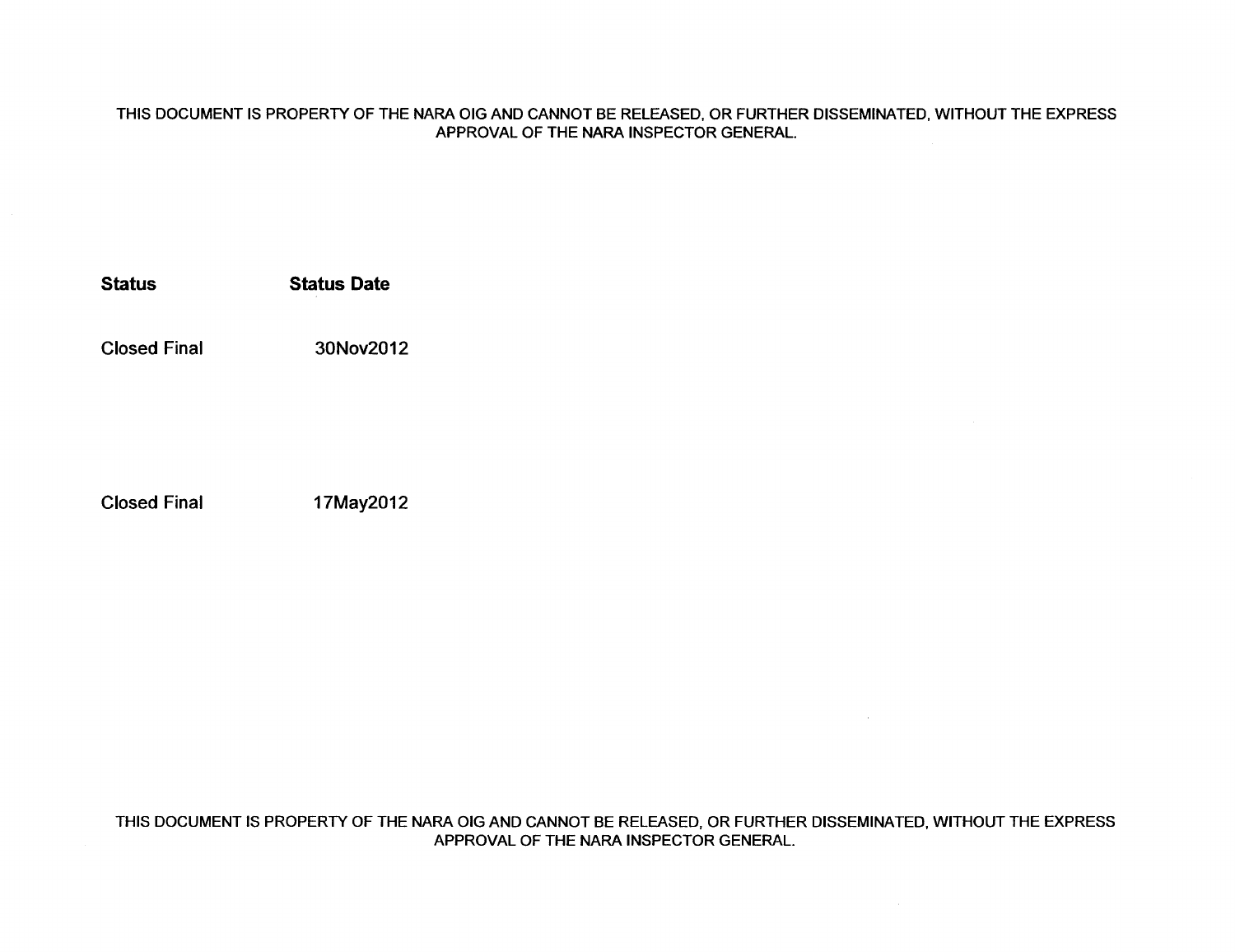THIS DOCUMENT IS PROPERTY OF THE NARA OIG AND CANNOT BE RELEASED, OR FURTHER DISSEMINATED, WITHOUT THE EXPRESS APPROVAL OF THE NARA INSPECTOR GENERAL.

| Status | Status Date |
| --- | --- |
| Closed Final | 30Nov2012 |
| Closed Final | 17May2012 |

THIS DOCUMENT IS PROPERTY OF THE NARA OIG AND CANNOT BE RELEASED, OR FURTHER DISSEMINATED, WITHOUT THE EXPRESS APPROVAL OF THE NARA INSPECTOR GENERAL.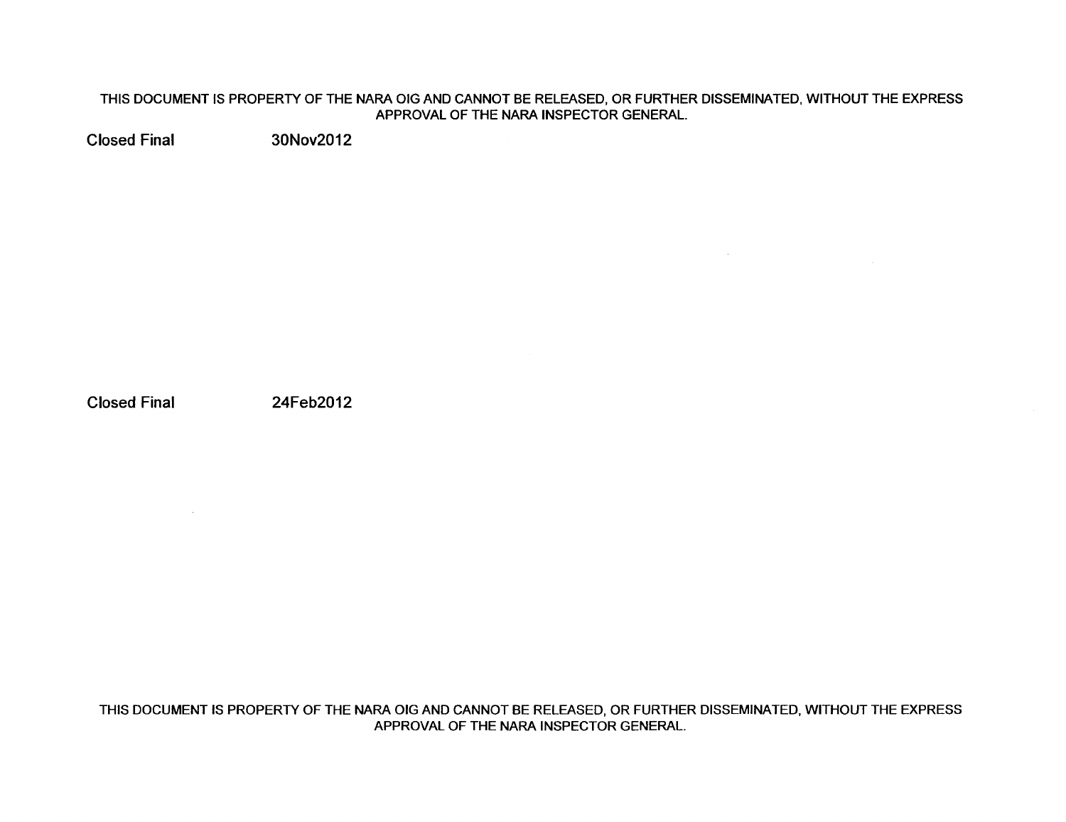THIS DOCUMENT IS PROPERTY OF THE NARA OIG AND CANNOT BE RELEASED, OR FURTHER DISSEMINATED, WITHOUT THE EXPRESS APPROVAL OF THE NARA INSPECTOR GENERAL.

Closed Final 30Nov2012

Closed Final 24Feb2012

THIS DOCUMENT IS PROPERTY OF THE NARA OIG AND CANNOT BE RELEASED, OR FURTHER DISSEMINATED, WITHOUT THE EXPRESS APPROVAL OF THE NARA INSPECTOR GENERAL.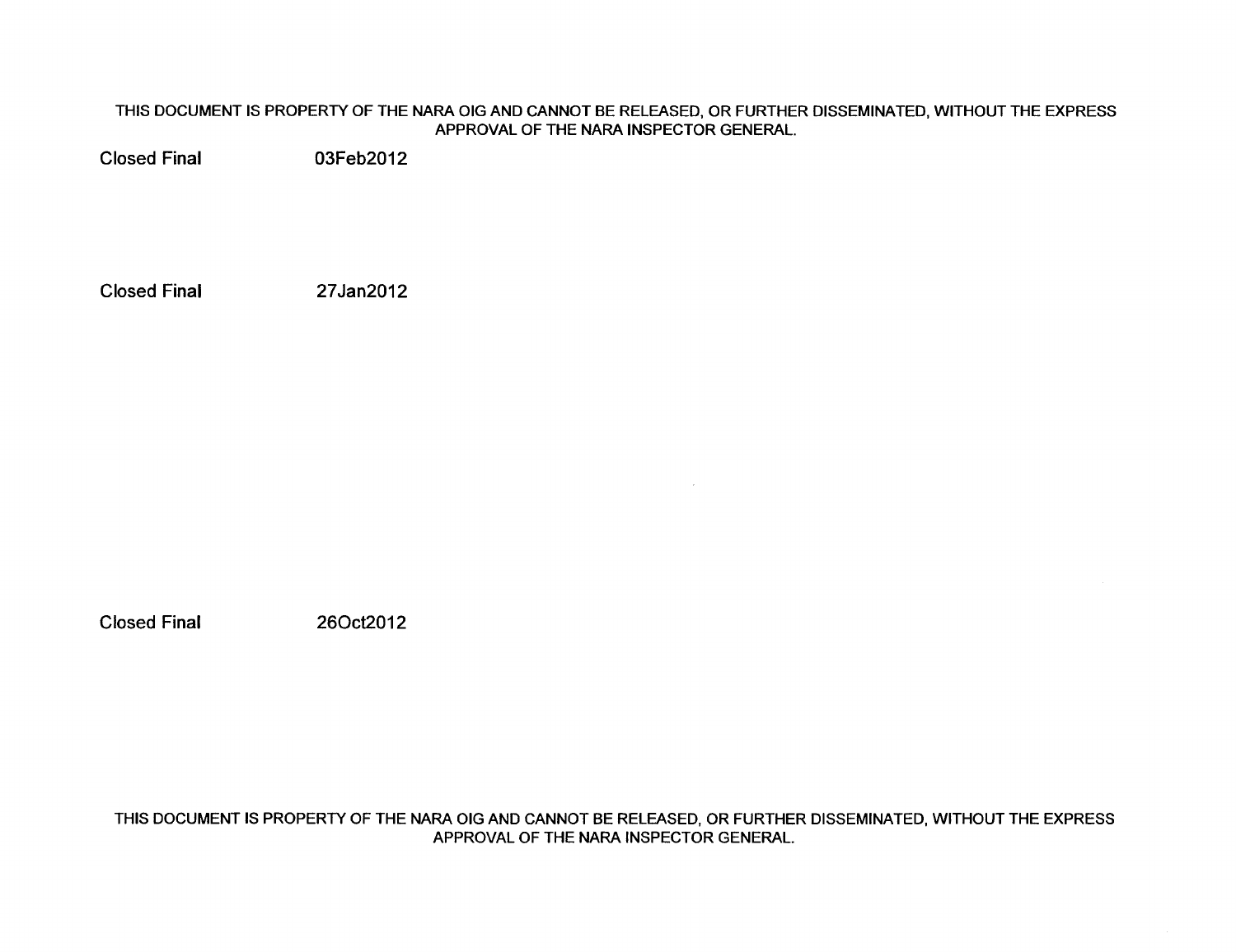THIS DOCUMENT IS PROPERTY OF THE NARA OIG AND CANNOT BE RELEASED, OR FURTHER DISSEMINATED, WITHOUT THE EXPRESS APPROVAL OF THE NARA INSPECTOR GENERAL.

| | |
|---|---|
| Closed Final | 03Feb2012 |
| Closed Final | 27Jan2012 |
| Closed Final | 26Oct2012 |

THIS DOCUMENT IS PROPERTY OF THE NARA OIG AND CANNOT BE RELEASED, OR FURTHER DISSEMINATED, WITHOUT THE EXPRESS APPROVAL OF THE NARA INSPECTOR GENERAL.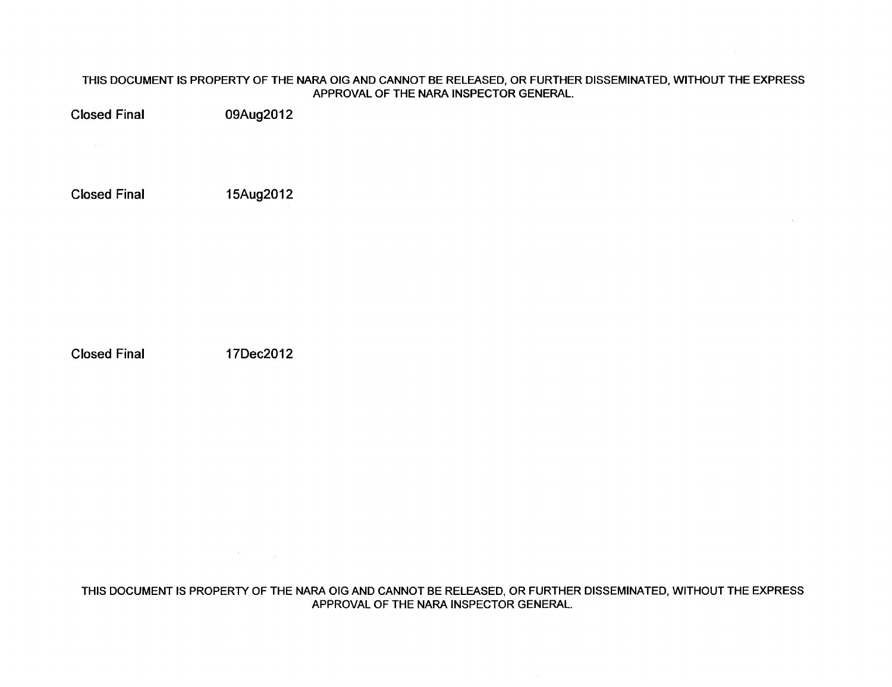THIS DOCUMENT IS PROPERTY OF THE NARA OIG AND CANNOT BE RELEASED, OR FURTHER DISSEMINATED, WITHOUT THE EXPRESS APPROVAL OF THE NARA INSPECTOR GENERAL.

Closed Final 09Aug2012

Closed Final 15Aug2012

Closed Final 17Dec2012

THIS DOCUMENT IS PROPERTY OF THE NARA OIG AND CANNOT BE RELEASED, OR FURTHER DISSEMINATED, WITHOUT THE EXPRESS APPROVAL OF THE NARA INSPECTOR GENERAL.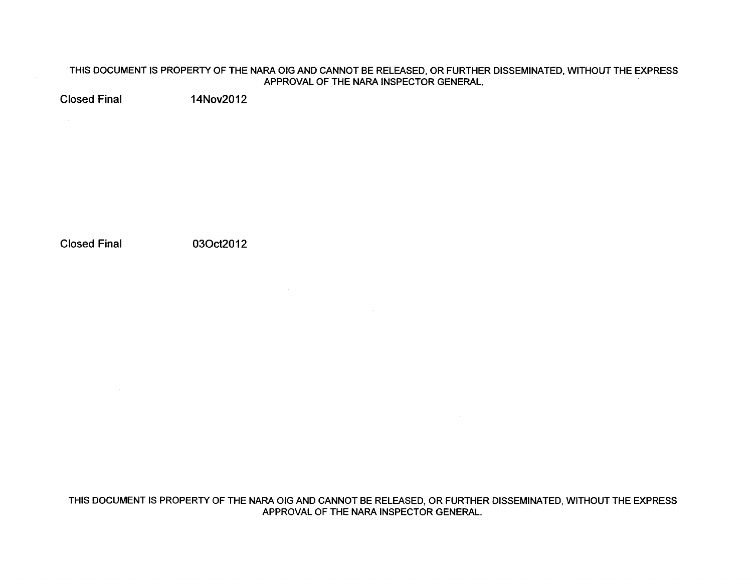Closed Final 14Nov2012

Closed Final 03Oct2012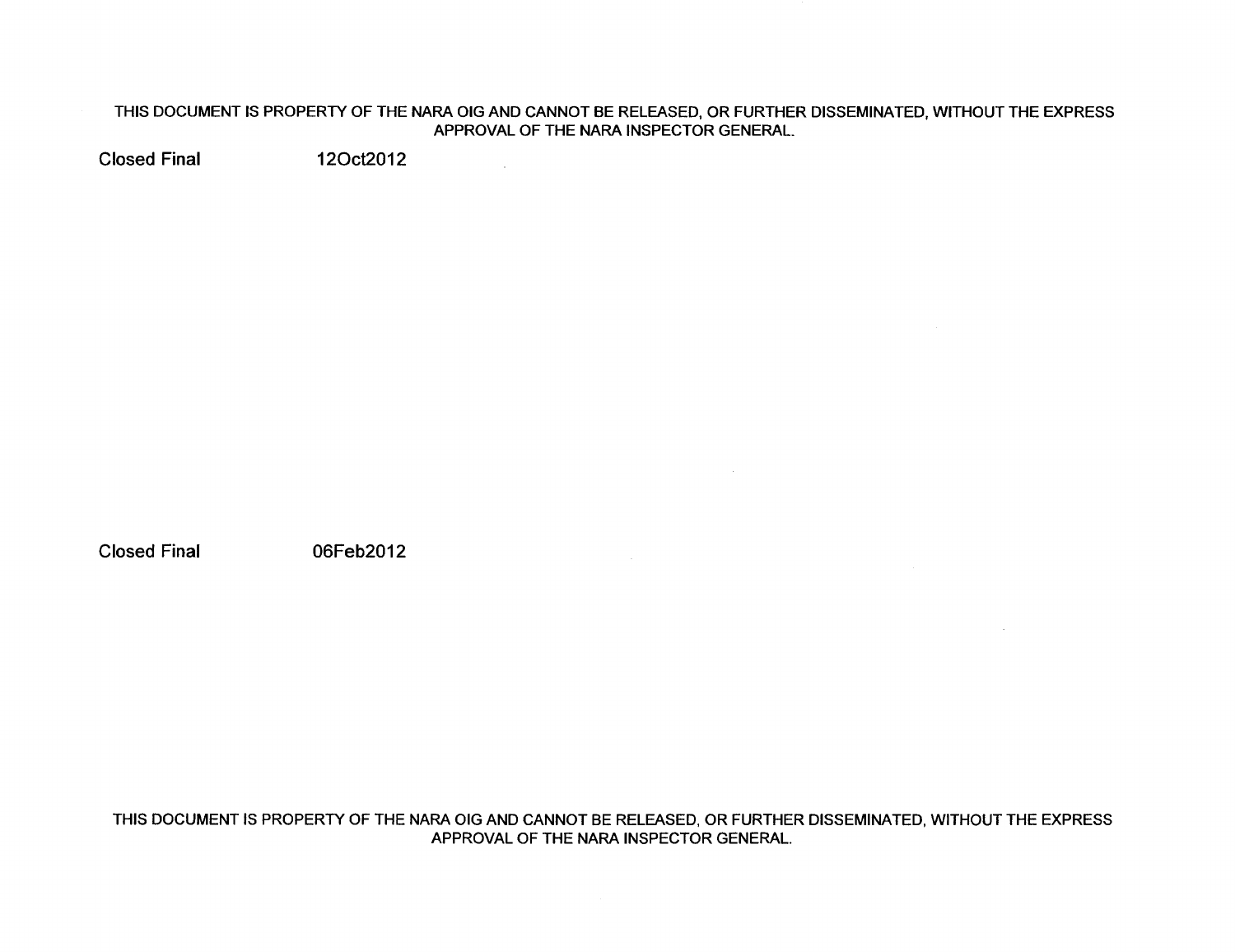THIS DOCUMENT IS PROPERTY OF THE NARA OIG AND CANNOT BE RELEASED, OR FURTHER DISSEMINATED, WITHOUT THE EXPRESS APPROVAL OF THE NARA INSPECTOR GENERAL.

Closed Final 12Oct2012

Closed Final 06Feb2012

THIS DOCUMENT IS PROPERTY OF THE NARA OIG AND CANNOT BE RELEASED, OR FURTHER DISSEMINATED, WITHOUT THE EXPRESS APPROVAL OF THE NARA INSPECTOR GENERAL.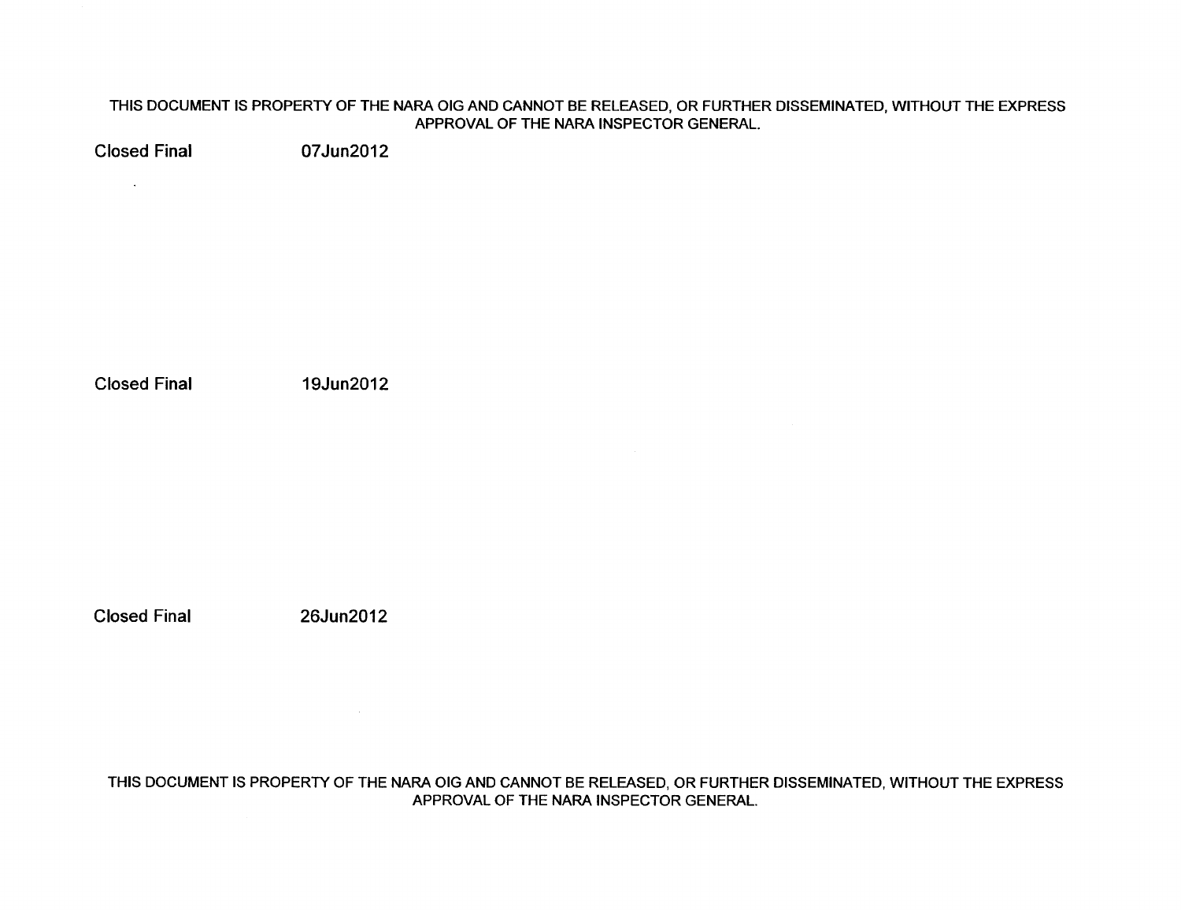THIS DOCUMENT IS PROPERTY OF THE NARA OIG AND CANNOT BE RELEASED, OR FURTHER DISSEMINATED, WITHOUT THE EXPRESS APPROVAL OF THE NARA INSPECTOR GENERAL.

Closed Final 07Jun2012

Closed Final 19Jun2012

Closed Final 26Jun2012

THIS DOCUMENT IS PROPERTY OF THE NARA OIG AND CANNOT BE RELEASED, OR FURTHER DISSEMINATED, WITHOUT THE EXPRESS APPROVAL OF THE NARA INSPECTOR GENERAL.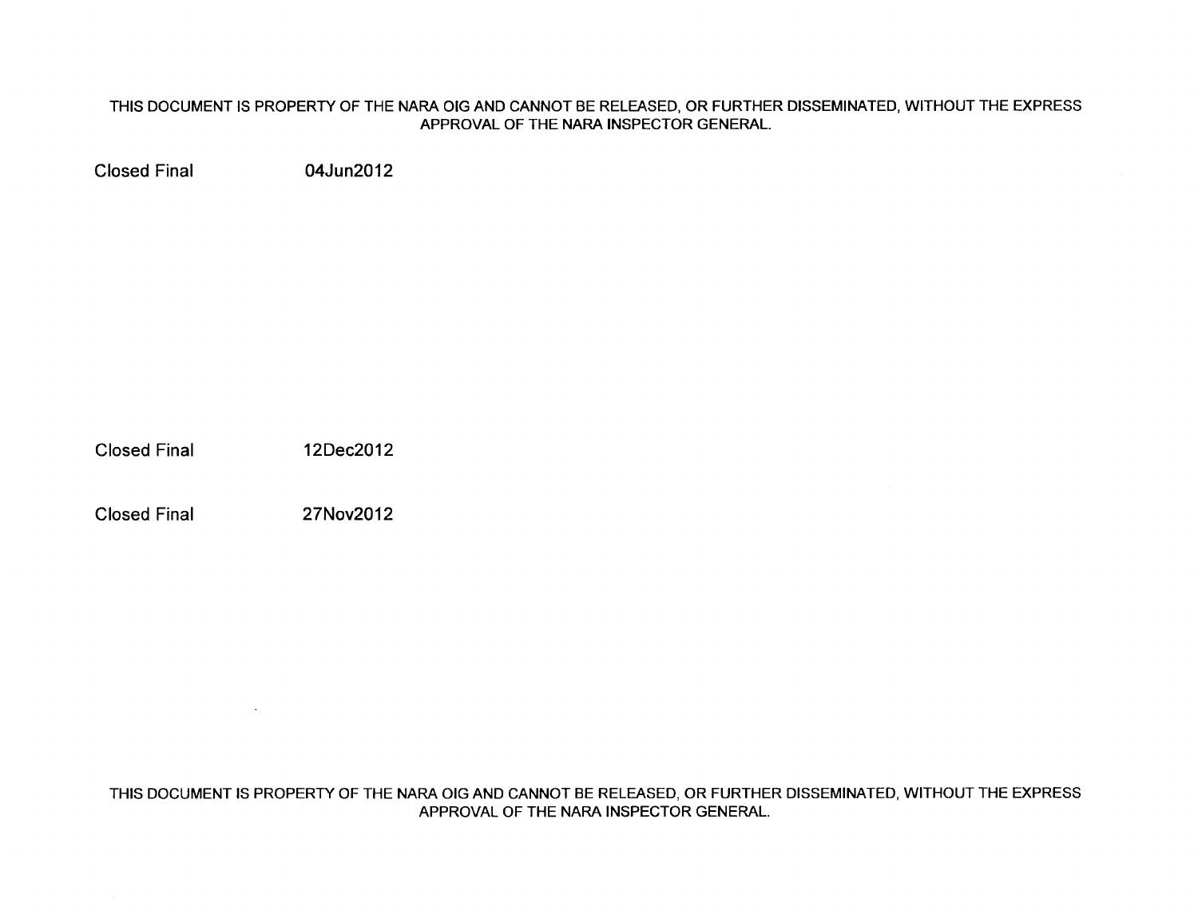Closed Final 04Jun2012

Closed Final 12Dec2012

Closed Final 27Nov2012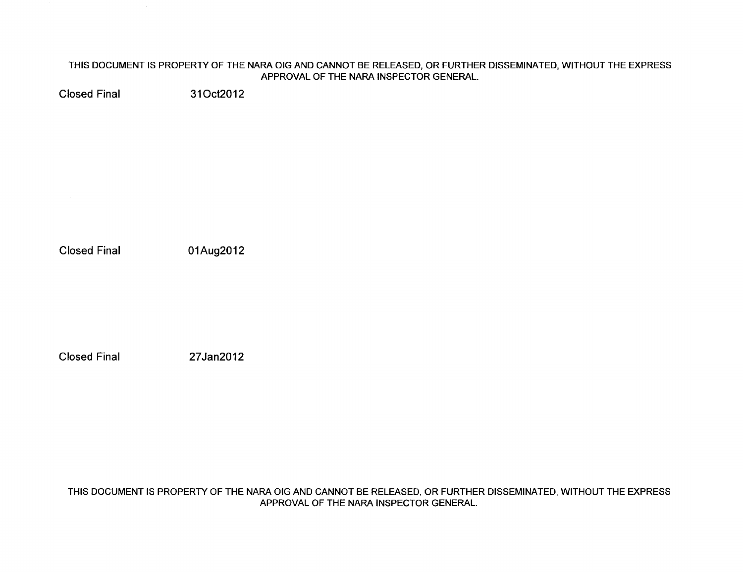Closed Final 31Oct2012

Closed Final 01Aug2012

Closed Final 27Jan2012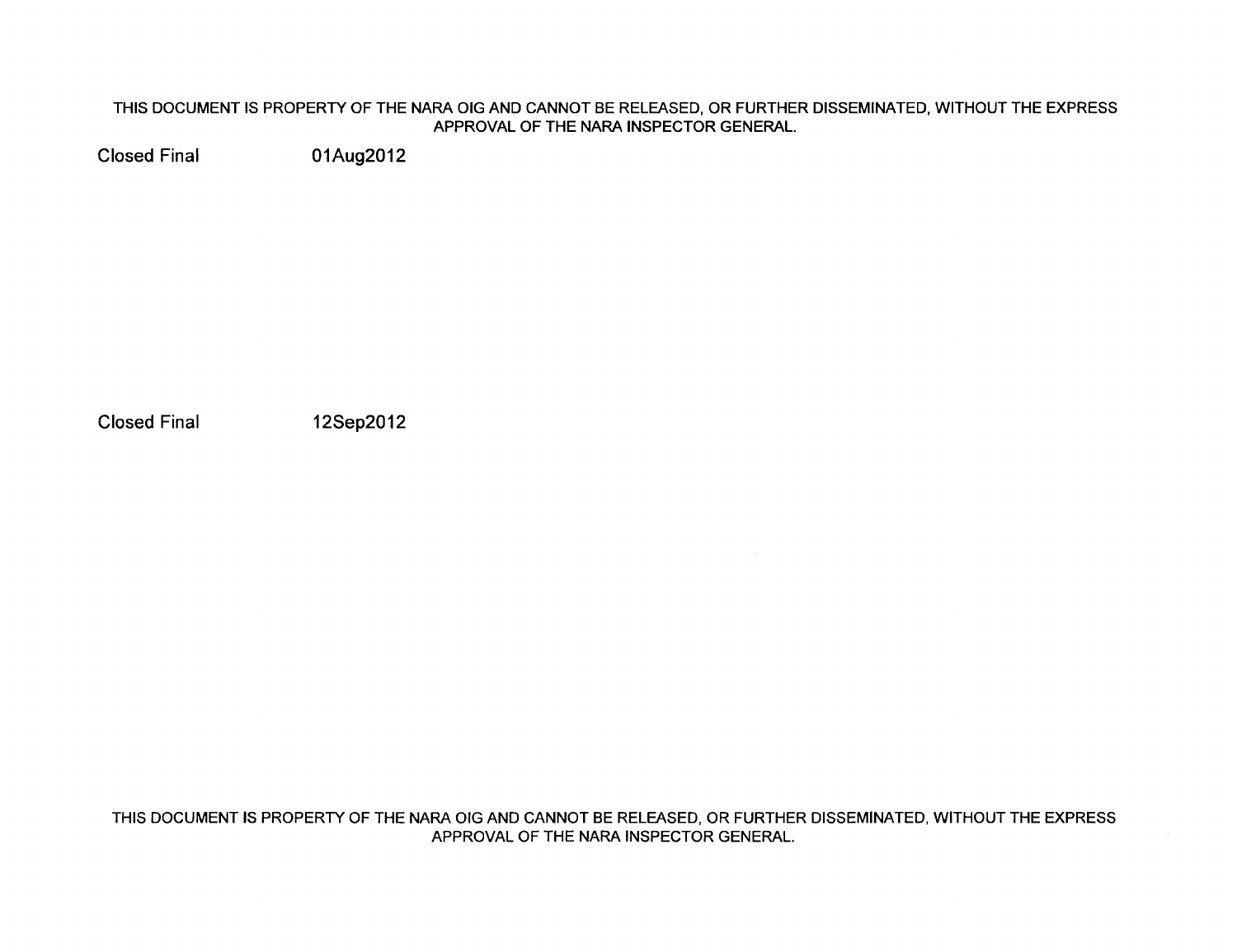| | |
|---|---|
| Closed Final | 01Aug2012 |
| Closed Final | 12Sep2012 |